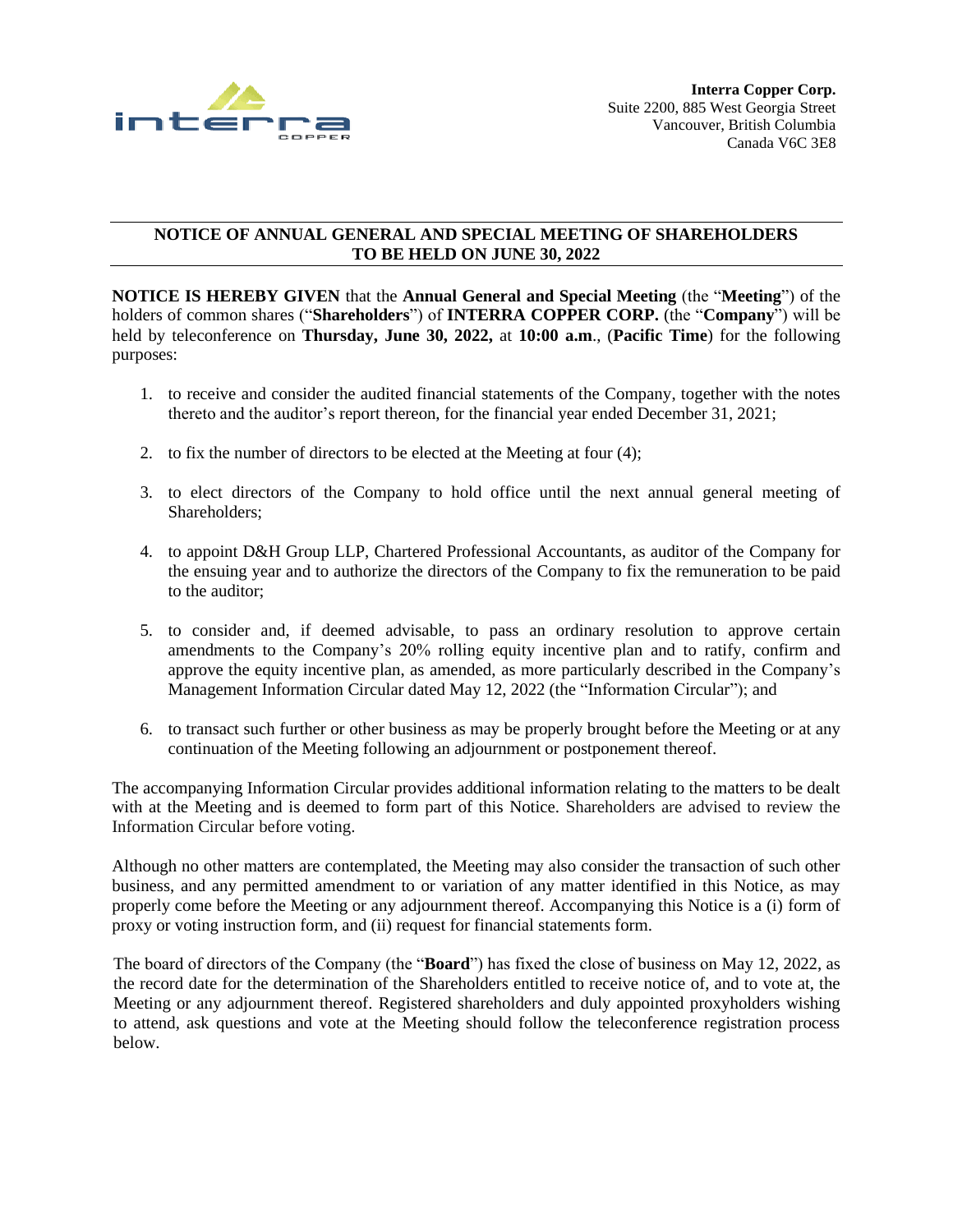**Interra Copper Corp.**
Suite 2200, 885 West Georgia Street
Vancouver, British Columbia
Canada V6C 3E8

# NOTICE OF ANNUAL GENERAL AND SPECIAL MEETING OF SHAREHOLDERS TO BE HELD ON JUNE 30, 2022

**NOTICE IS HEREBY GIVEN** that the **Annual General and Special Meeting** (the "**Meeting**") of the holders of common shares ("**Shareholders**") of **INTERRA COPPER CORP.** (the "**Company**") will be held by teleconference on **Thursday, June 30, 2022,** at **10:00 a.m**., (**Pacific Time**) for the following purposes:

1. to receive and consider the audited financial statements of the Company, together with the notes thereto and the auditor's report thereon, for the financial year ended December 31, 2021;
2. to fix the number of directors to be elected at the Meeting at four (4);
3. to elect directors of the Company to hold office until the next annual general meeting of Shareholders;
4. to appoint D&H Group LLP, Chartered Professional Accountants, as auditor of the Company for the ensuing year and to authorize the directors of the Company to fix the remuneration to be paid to the auditor;
5. to consider and, if deemed advisable, to pass an ordinary resolution to approve certain amendments to the Company's 20% rolling equity incentive plan and to ratify, confirm and approve the equity incentive plan, as amended, as more particularly described in the Company's Management Information Circular dated May 12, 2022 (the "Information Circular"); and
6. to transact such further or other business as may be properly brought before the Meeting or at any continuation of the Meeting following an adjournment or postponement thereof.

The accompanying Information Circular provides additional information relating to the matters to be dealt with at the Meeting and is deemed to form part of this Notice. Shareholders are advised to review the Information Circular before voting.

Although no other matters are contemplated, the Meeting may also consider the transaction of such other business, and any permitted amendment to or variation of any matter identified in this Notice, as may properly come before the Meeting or any adjournment thereof. Accompanying this Notice is a (i) form of proxy or voting instruction form, and (ii) request for financial statements form.

The board of directors of the Company (the "**Board**") has fixed the close of business on May 12, 2022, as the record date for the determination of the Shareholders entitled to receive notice of, and to vote at, the Meeting or any adjournment thereof. Registered shareholders and duly appointed proxyholders wishing to attend, ask questions and vote at the Meeting should follow the teleconference registration process below.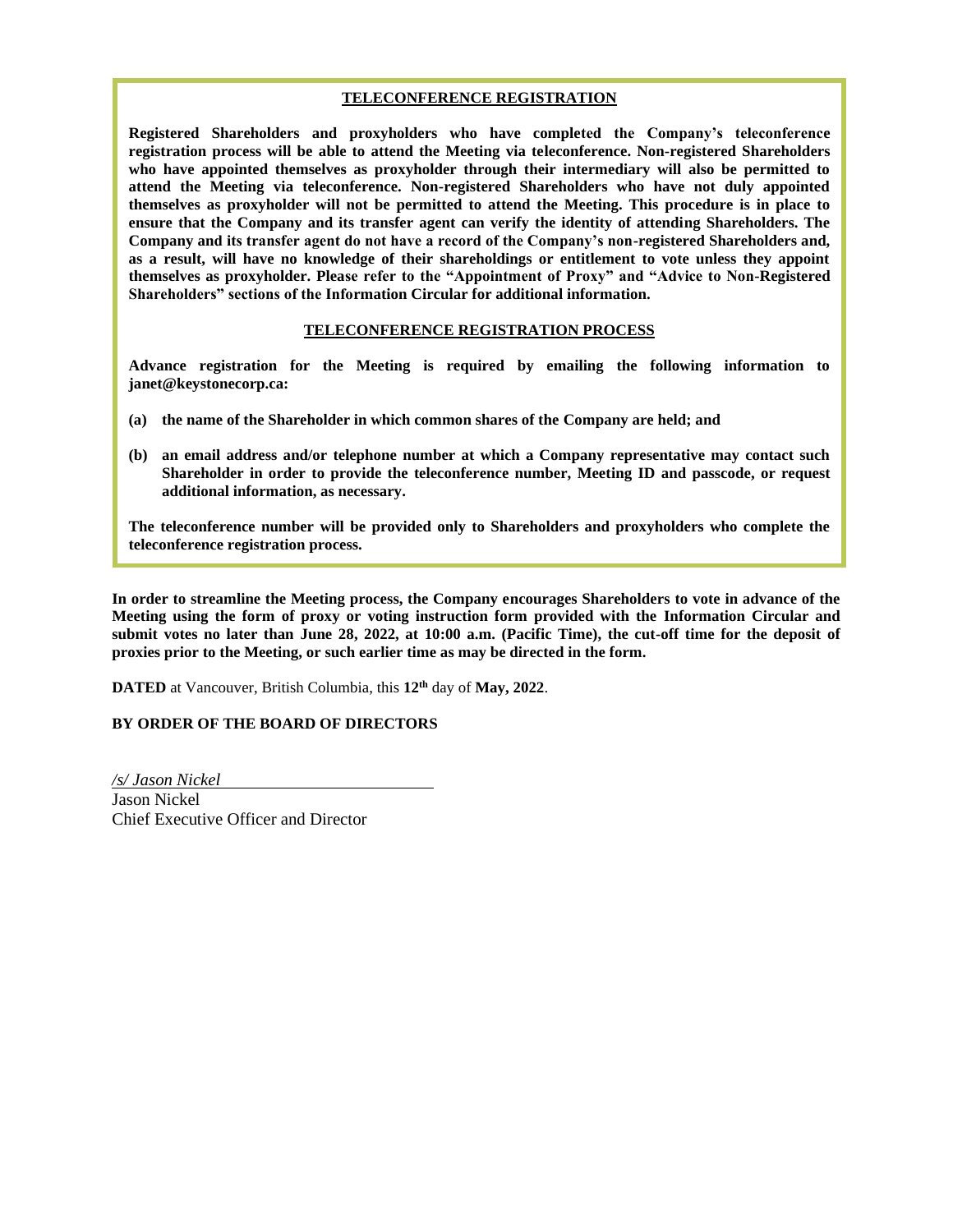**TELECONFERENCE REGISTRATION**

**Registered Shareholders and proxyholders who have completed the Company's teleconference registration process will be able to attend the Meeting via teleconference. Non-registered Shareholders who have appointed themselves as proxyholder through their intermediary will also be permitted to attend the Meeting via teleconference. Non-registered Shareholders who have not duly appointed themselves as proxyholder will not be permitted to attend the Meeting. This procedure is in place to ensure that the Company and its transfer agent can verify the identity of attending Shareholders. The Company and its transfer agent do not have a record of the Company's non-registered Shareholders and, as a result, will have no knowledge of their shareholdings or entitlement to vote unless they appoint themselves as proxyholder. Please refer to the "Appointment of Proxy" and "Advice to Non-Registered Shareholders" sections of the Information Circular for additional information.**

**TELECONFERENCE REGISTRATION PROCESS**

**Advance registration for the Meeting is required by emailing the following information to janet@keystonecorp.ca:**

**(a) the name of the Shareholder in which common shares of the Company are held; and**

**(b) an email address and/or telephone number at which a Company representative may contact such Shareholder in order to provide the teleconference number, Meeting ID and passcode, or request additional information, as necessary.**

**The teleconference number will be provided only to Shareholders and proxyholders who complete the teleconference registration process.**

**In order to streamline the Meeting process, the Company encourages Shareholders to vote in advance of the Meeting using the form of proxy or voting instruction form provided with the Information Circular and submit votes no later than June 28, 2022, at 10:00 a.m. (Pacific Time), the cut-off time for the deposit of proxies prior to the Meeting, or such earlier time as may be directed in the form.**

**DATED** at Vancouver, British Columbia, this **12th** day of **May, 2022**.

**BY ORDER OF THE BOARD OF DIRECTORS**

*/s/ Jason Nickel*

Jason Nickel
Chief Executive Officer and Director